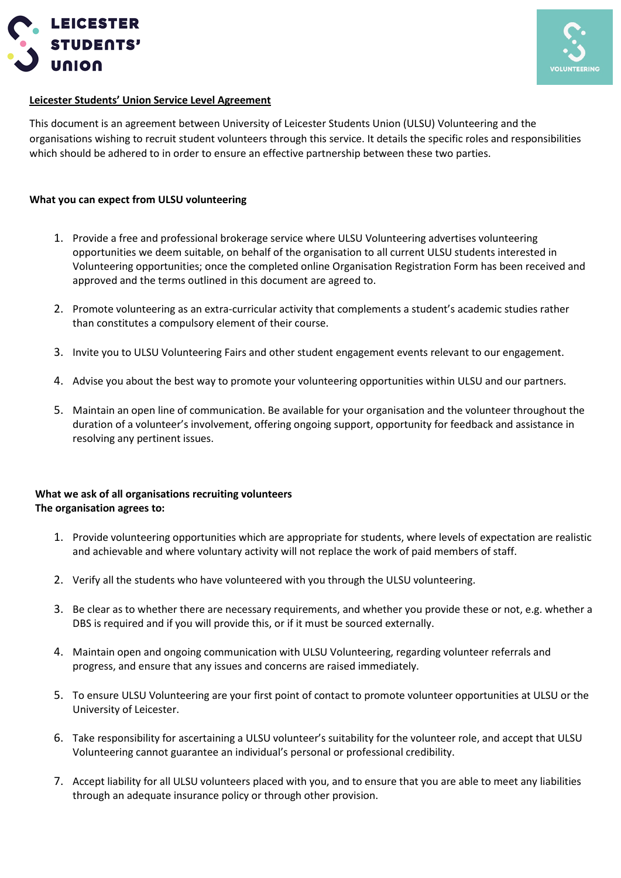# Leicester Students' Union Service Level Agreement

This document is an agreement between University of Leicester Students Union (ULSU) Volunteering and the organisations wishing to recruit student volunteers through this service. It details the specific roles and responsibilities which should be adhered to in order to ensure an effective partnership between these two parties.

## What you can expect from ULSU volunteering

1. Provide a free and professional brokerage service where ULSU Volunteering advertises volunteering opportunities we deem suitable, on behalf of the organisation to all current ULSU students interested in Volunteering opportunities; once the completed online Organisation Registration Form has been received and approved and the terms outlined in this document are agreed to.

2. Promote volunteering as an extra-curricular activity that complements a student's academic studies rather than constitutes a compulsory element of their course.

3. Invite you to ULSU Volunteering Fairs and other student engagement events relevant to our engagement.

4. Advise you about the best way to promote your volunteering opportunities within ULSU and our partners.

5. Maintain an open line of communication. Be available for your organisation and the volunteer throughout the duration of a volunteer's involvement, offering ongoing support, opportunity for feedback and assistance in resolving any pertinent issues.

## What we ask of all organisations recruiting volunteers

**The organisation agrees to:**

1. Provide volunteering opportunities which are appropriate for students, where levels of expectation are realistic and achievable and where voluntary activity will not replace the work of paid members of staff.

2. Verify all the students who have volunteered with you through the ULSU volunteering.

3. Be clear as to whether there are necessary requirements, and whether you provide these or not, e.g. whether a DBS is required and if you will provide this, or if it must be sourced externally.

4. Maintain open and ongoing communication with ULSU Volunteering, regarding volunteer referrals and progress, and ensure that any issues and concerns are raised immediately.

5. To ensure ULSU Volunteering are your first point of contact to promote volunteer opportunities at ULSU or the University of Leicester.

6. Take responsibility for ascertaining a ULSU volunteer's suitability for the volunteer role, and accept that ULSU Volunteering cannot guarantee an individual's personal or professional credibility.

7. Accept liability for all ULSU volunteers placed with you, and to ensure that you are able to meet any liabilities through an adequate insurance policy or through other provision.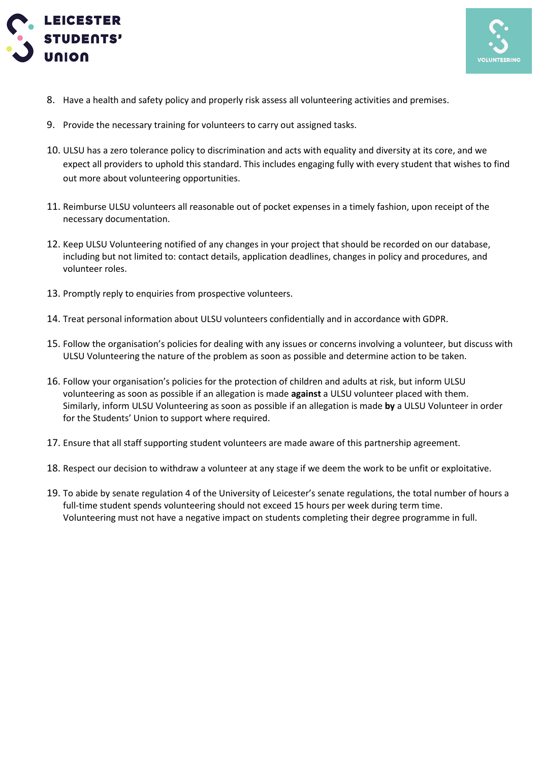8. Have a health and safety policy and properly risk assess all volunteering activities and premises.
9. Provide the necessary training for volunteers to carry out assigned tasks.
10. ULSU has a zero tolerance policy to discrimination and acts with equality and diversity at its core, and we expect all providers to uphold this standard. This includes engaging fully with every student that wishes to find out more about volunteering opportunities.
11. Reimburse ULSU volunteers all reasonable out of pocket expenses in a timely fashion, upon receipt of the necessary documentation.
12. Keep ULSU Volunteering notified of any changes in your project that should be recorded on our database, including but not limited to: contact details, application deadlines, changes in policy and procedures, and volunteer roles.
13. Promptly reply to enquiries from prospective volunteers.
14. Treat personal information about ULSU volunteers confidentially and in accordance with GDPR.
15. Follow the organisation's policies for dealing with any issues or concerns involving a volunteer, but discuss with ULSU Volunteering the nature of the problem as soon as possible and determine action to be taken.
16. Follow your organisation's policies for the protection of children and adults at risk, but inform ULSU volunteering as soon as possible if an allegation is made **against** a ULSU volunteer placed with them. Similarly, inform ULSU Volunteering as soon as possible if an allegation is made **by** a ULSU Volunteer in order for the Students' Union to support where required.
17. Ensure that all staff supporting student volunteers are made aware of this partnership agreement.
18. Respect our decision to withdraw a volunteer at any stage if we deem the work to be unfit or exploitative.
19. To abide by senate regulation 4 of the University of Leicester's senate regulations, the total number of hours a full-time student spends volunteering should not exceed 15 hours per week during term time. Volunteering must not have a negative impact on students completing their degree programme in full.